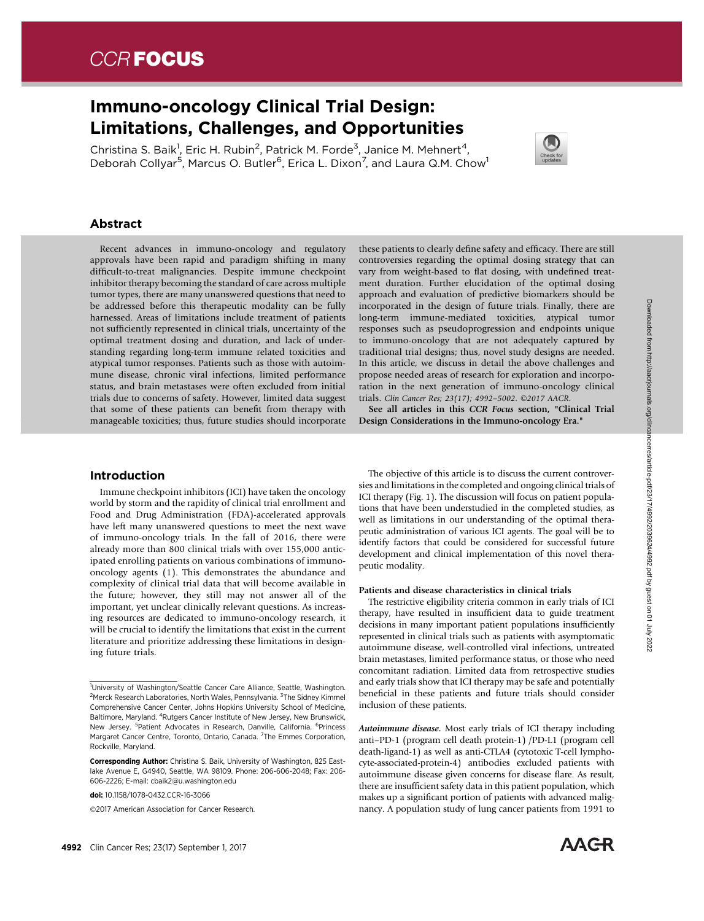# Immuno-oncology Clinical Trial Design: Limitations, Challenges, and Opportunities

Christina S. Baik[1], Eric H. Rubin[2], Patrick M. Forde[3], Janice M. Mehnert[4], Deborah Collyar[5], Marcus O. Butler[6], Erica L. Dixon[7], and Laura Q.M. Chow[1]

## Abstract

Recent advances in immuno-oncology and regulatory approvals have been rapid and paradigm shifting in many difficult-to-treat malignancies. Despite immune checkpoint inhibitor therapy becoming the standard of care across multiple tumor types, there are many unanswered questions that need to be addressed before this therapeutic modality can be fully harnessed. Areas of limitations include treatment of patients not sufficiently represented in clinical trials, uncertainity of the optimal treatment dosing and duration, and lack of understanding regarding long-term immune related toxicities and atypical tumor responses. Patients such as those with autoimmune disease, chronic viral infections, limited performance status, and brain metastases were often excluded from initial trials due to concerns of safety. However, limited data suggest that some of these patients can benefit from therapy with manageable toxicities; thus, future studies should incorporate these patients to clearly define safety and efficacy. There are still controversies regarding the optimal dosing strategy that can vary from weight-based to flat dosing, with undefined treatment duration. Further elucidation of the optimal dosing approach and evaluation of predictive biomarkers should be incorporated in the design of future trials. Finally, there are long-term immune-mediated toxicities, atypical tumor responses such as pseudoprogression and endpoints unique to immuno-oncology that are not adequately captured by traditional trial designs; thus, novel study designs are needed. In this article, we discuss in detail the above challenges and propose needed areas of research for exploration and incorporation in the next generation of immuno-oncology clinical trials. *Clin Cancer Res; 23(17); 4992–5002. ©2017 AACR.*

**See all articles in this *CCR Focus* section, "Clinical Trial Design Considerations in the Immuno-oncology Era."**

## Introduction

Immune checkpoint inhibitors (ICI) have taken the oncology world by storm and the rapidity of clinical trial enrollment and Food and Drug Administration (FDA)-accelerated approvals have left many unanswered questions to meet the next wave of immuno-oncology trials. In the fall of 2016, there were already more than 800 clinical trials with over 155,000 anticipated enrolling patients on various combinations of immuno-oncology agents (1). This demonstrates the abundance and complexity of clinical trial data that will become available in the future; however, they still may not answer all of the important, yet unclear clinically relevant questions. As increasing resources are dedicated to immuno-oncology research, it will be crucial to identify the limitations that exist in the current literature and prioritize addressing these limitations in designing future trials.

The objective of this article is to discuss the current controversies and limitations in the completed and ongoing clinical trials of ICI therapy (Fig. 1). The discussion will focus on patient populations that have been understudied in the completed studies, as well as limitations in our understanding of the optimal therapeutic administration of various ICI agents. The goal will be to identify factors that could be considered for successful future development and clinical implementation of this novel therapeutic modality.

### Patients and disease characteristics in clinical trials

The restrictive eligibility criteria common in early trials of ICI therapy, have resulted in insufficient data to guide treatment decisions in many important patient populations insufficiently represented in clinical trials such as patients with asymptomatic autoimmune disease, well-controlled viral infections, untreated brain metastases, limited performance status, or those who need concomitant radiation. Limited data from retrospective studies and early trials show that ICI therapy may be safe and potentially beneficial in these patients and future trials should consider inclusion of these patients.

***Autoimmune disease.*** Most early trials of ICI therapy including anti–PD-1 (program cell death protein-1) /PD-L1 (program cell death-ligand-1) as well as anti-CTLA4 (cytotoxic T-cell lymphocyte-associated-protein-4) antibodies excluded patients with autoimmune disease given concerns for disease flare. As result, there are insufficient safety data in this patient population, which makes up a significant portion of patients with advanced malignancy. A population study of lung cancer patients from 1991 to

---

[1]University of Washington/Seattle Cancer Care Alliance, Seattle, Washington. [2]Merck Research Laboratories, North Wales, Pennsylvania. [3]The Sidney Kimmel Comprehensive Cancer Center, Johns Hopkins University School of Medicine, Baltimore, Maryland. [4]Rutgers Cancer Institute of New Jersey, New Brunswick, New Jersey. [5]Patient Advocates in Research, Danville, California. [6]Princess Margaret Cancer Centre, Toronto, Ontario, Canada. [7]The Emmes Corporation, Rockville, Maryland.

**Corresponding Author:** Christina S. Baik, University of Washington, 825 Eastlake Avenue E, G4940, Seattle, WA 98109. Phone: 206-606-2048; Fax: 206-606-2226; E-mail: cbaik2@u.washington.edu

doi: 10.1158/1078-0432.CCR-16-3066

©2017 American Association for Cancer Research.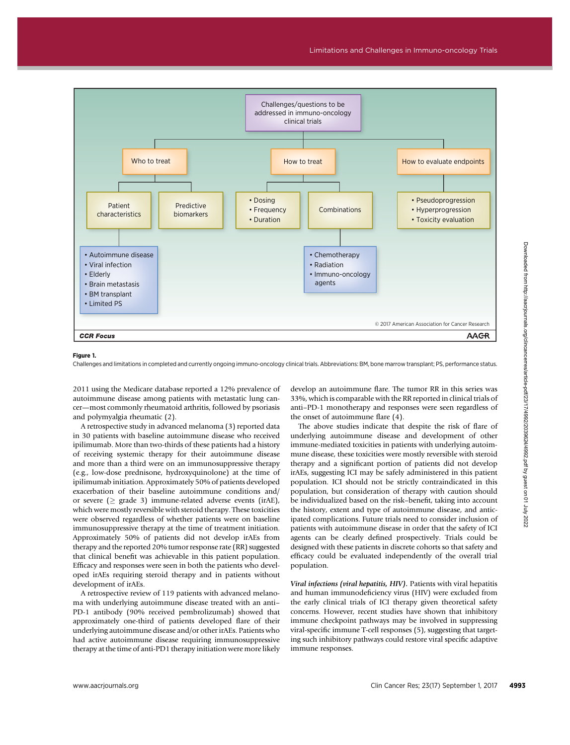**Figure 1.**

Challenges and limitations in completed and currently ongoing immuno-oncology clinical trials. Abbreviations: BM, bone marrow transplant; PS, performance status.

2011 using the Medicare database reported a 12% prevalence of autoimmune disease among patients with metastatic lung cancer—most commonly rheumatoid arthritis, followed by psoriasis and polymyalgia rheumatic (2).

A retrospective study in advanced melanoma (3) reported data in 30 patients with baseline autoimmune disease who received ipilimumab. More than two-thirds of these patients had a history of receiving systemic therapy for their autoimmune disease and more than a third were on an immunosuppressive therapy (e.g., low-dose prednisone, hydroxyquinolone) at the time of ipilimumab initiation. Approximately 50% of patients developed exacerbation of their baseline autoimmune conditions and/or severe ($\geq$ grade 3) immune-related adverse events (irAE), which were mostly reversible with steroid therapy. These toxicities were observed regardless of whether patients were on baseline immunosuppressive therapy at the time of treatment initiation. Approximately 50% of patients did not develop irAEs from therapy and the reported 20% tumor response rate (RR) suggested that clinical benefit was achievable in this patient population. Efficacy and responses were seen in both the patients who developed irAEs requiring steroid therapy and in patients without development of irAEs.

A retrospective review of 119 patients with advanced melanoma with underlying autoimmune disease treated with an anti–PD-1 antibody (90% received pembrolizumab) showed that approximately one-third of patients developed flare of their underlying autoimmune disease and/or other irAEs. Patients who had active autoimmune disease requiring immunosuppressive therapy at the time of anti-PD1 therapy initiation were more likely develop an autoimmune flare. The tumor RR in this series was 33%, which is comparable with the RR reported in clinical trials of anti–PD-1 monotherapy and responses were seen regardless of the onset of autoimmune flare (4).

The above studies indicate that despite the risk of flare of underlying autoimmune disease and development of other immune-mediated toxicities in patients with underlying autoimmune disease, these toxicities were mostly reversible with steroid therapy and a significant portion of patients did not develop irAEs, suggesting ICI may be safely administered in this patient population. ICI should not be strictly contraindicated in this population, but consideration of therapy with caution should be individualized based on the risk–benefit, taking into account the history, extent and type of autoimmune disease, and anticipated complications. Future trials need to consider inclusion of patients with autoimmune disease in order that the safety of ICI agents can be clearly defined prospectively. Trials could be designed with these patients in discrete cohorts so that safety and efficacy could be evaluated independently of the overall trial population.

*Viral infections (viral hepatitis, HIV).* Patients with viral hepatitis and human immunodeficiency virus (HIV) were excluded from the early clinical trials of ICI therapy given theoretical safety concerns. However, recent studies have shown that inhibitory immune checkpoint pathways may be involved in suppressing viral-specific immune T-cell responses (5), suggesting that targeting such inhibitory pathways could restore viral specific adaptive immune responses.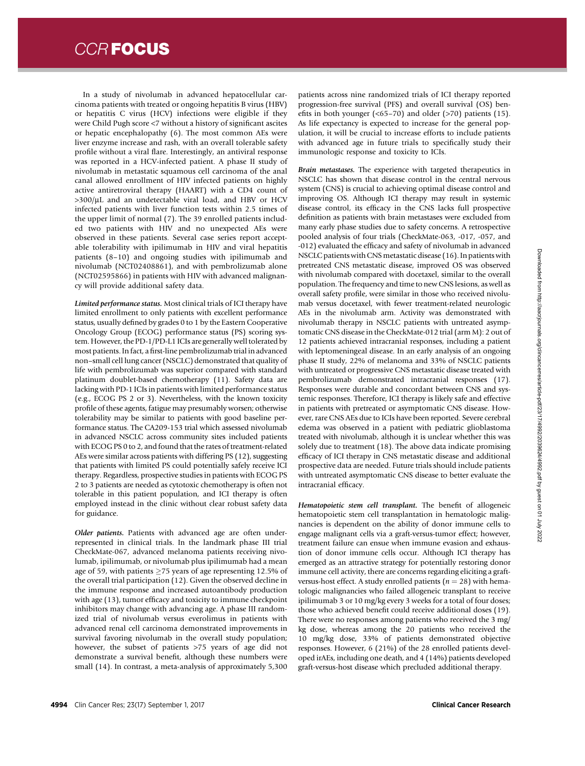In a study of nivolumab in advanced hepatocellular carcinoma patients with treated or ongoing hepatitis B virus (HBV) or hepatitis C virus (HCV) infections were eligible if they were Child Pugh score <7 without a history of significant ascites or hepatic encephalopathy (6). The most common AEs were liver enzyme increase and rash, with an overall tolerable safety profile without a viral flare. Interestingly, an antiviral response was reported in a HCV-infected patient. A phase II study of nivolumab in metastatic squamous cell carcinoma of the anal canal allowed enrollment of HIV infected patients on highly active antiretroviral therapy (HAART) with a CD4 count of >300/μL and an undetectable viral load, and HBV or HCV infected patients with liver function tests within 2.5 times of the upper limit of normal (7). The 39 enrolled patients included two patients with HIV and no unexpected AEs were observed in these patients. Several case series report acceptable tolerability with ipilimumab in HIV and viral hepatitis patients (8–10) and ongoing studies with ipilimumab and nivolumab (NCT02408861), and with pembrolizumab alone (NCT02595866) in patients with HIV with advanced malignancy will provide additional safety data.

*Limited performance status.* Most clinical trials of ICI therapy have limited enrollment to only patients with excellent performance status, usually defined by grades 0 to 1 by the Eastern Cooperative Oncology Group (ECOG) performance status (PS) scoring system. However, the PD-1/PD-L1 ICIs are generally well tolerated by most patients. In fact, a first-line pembrolizumab trial in advanced non–small cell lung cancer (NSCLC) demonstrated that quality of life with pembrolizumab was superior compared with standard platinum doublet-based chemotherapy (11). Safety data are lacking with PD-1 ICIs in patients with limited performance status (e.g., ECOG PS 2 or 3). Nevertheless, with the known toxicity profile of these agents, fatigue may presumably worsen; otherwise tolerability may be similar to patients with good baseline performance status. The CA209-153 trial which assessed nivolumab in advanced NSCLC across community sites included patients with ECOG PS 0 to 2, and found that the rates of treatment-related AEs were similar across patients with differing PS (12), suggesting that patients with limited PS could potentially safely receive ICI therapy. Regardless, prospective studies in patients with ECOG PS 2 to 3 patients are needed as cytotoxic chemotherapy is often not tolerable in this patient population, and ICI therapy is often employed instead in the clinic without clear robust safety data for guidance.

*Older patients.* Patients with advanced age are often underrepresented in clinical trials. In the landmark phase III trial CheckMate-067, advanced melanoma patients receiving nivolumab, ipilimumab, or nivolumab plus ipilimumab had a mean age of 59, with patients ≥75 years of age representing 12.5% of the overall trial participation (12). Given the observed decline in the immune response and increased autoantibody production with age (13), tumor efficacy and toxicity to immune checkpoint inhibitors may change with advancing age. A phase III randomized trial of nivolumab versus everolimus in patients with advanced renal cell carcinoma demonstrated improvements in survival favoring nivolumab in the overall study population; however, the subset of patients >75 years of age did not demonstrate a survival benefit, although these numbers were small (14). In contrast, a meta-analysis of approximately 5,300 patients across nine randomized trials of ICI therapy reported progression-free survival (PFS) and overall survival (OS) benefits in both younger (<65–70) and older (>70) patients (15). As life expectancy is expected to increase for the general population, it will be crucial to increase efforts to include patients with advanced age in future trials to specifically study their immunologic response and toxicity to ICIs.

*Brain metastases.* The experience with targeted therapeutics in NSCLC has shown that disease control in the central nervous system (CNS) is crucial to achieving optimal disease control and improving OS. Although ICI therapy may result in systemic disease control, its efficacy in the CNS lacks full prospective definition as patients with brain metastases were excluded from many early phase studies due to safety concerns. A retrospective pooled analysis of four trials (CheckMate-063, -017, -057, and -012) evaluated the efficacy and safety of nivolumab in advanced NSCLC patients with CNS metastatic disease (16). In patients with pretreated CNS metastatic disease, improved OS was observed with nivolumab compared with docetaxel, similar to the overall population. The frequency and time to new CNS lesions, as well as overall safety profile, were similar in those who received nivolumab versus docetaxel, with fewer treatment-related neurologic AEs in the nivolumab arm. Activity was demonstrated with nivolumab therapy in NSCLC patients with untreated asymptomatic CNS disease in the CheckMate-012 trial (arm M): 2 out of 12 patients achieved intracranial responses, including a patient with leptomeningeal disease. In an early analysis of an ongoing phase II study, 22% of melanoma and 33% of NSCLC patients with untreated or progressive CNS metastatic disease treated with pembrolizumab demonstrated intracranial responses (17). Responses were durable and concordant between CNS and systemic responses. Therefore, ICI therapy is likely safe and effective in patients with pretreated or asymptomatic CNS disease. However, rare CNS AEs due to ICIs have been reported. Severe cerebral edema was observed in a patient with pediatric glioblastoma treated with nivolumab, although it is unclear whether this was solely due to treatment (18). The above data indicate promising efficacy of ICI therapy in CNS metastatic disease and additional prospective data are needed. Future trials should include patients with untreated asymptomatic CNS disease to better evaluate the intracranial efficacy.

*Hematopoietic stem cell transplant.* The benefit of allogeneic hematopoietic stem cell transplantation in hematologic malignancies is dependent on the ability of donor immune cells to engage malignant cells via a graft-versus-tumor effect; however, treatment failure can ensue when immune evasion and exhaustion of donor immune cells occur. Although ICI therapy has emerged as an attractive strategy for potentially restoring donor immune cell activity, there are concerns regarding eliciting a graft-versus-host effect. A study enrolled patients ($n = 28$) with hematologic malignancies who failed allogeneic transplant to receive ipilimumab 3 or 10 mg/kg every 3 weeks for a total of four doses; those who achieved benefit could receive additional doses (19). There were no responses among patients who received the 3 mg/kg dose, whereas among the 20 patients who received the 10 mg/kg dose, 33% of patients demonstrated objective responses. However, 6 (21%) of the 28 enrolled patients developed irAEs, including one death, and 4 (14%) patients developed graft-versus-host disease which precluded additional therapy.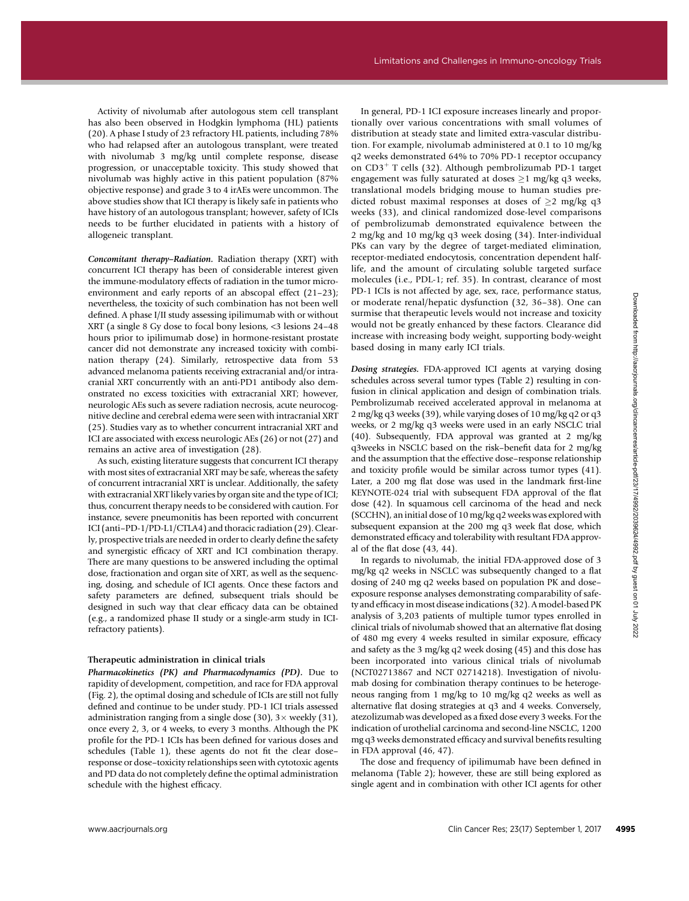Activity of nivolumab after autologous stem cell transplant has also been observed in Hodgkin lymphoma (HL) patients (20). A phase I study of 23 refractory HL patients, including 78% who had relapsed after an autologous transplant, were treated with nivolumab 3 mg/kg until complete response, disease progression, or unacceptable toxicity. This study showed that nivolumab was highly active in this patient population (87% objective response) and grade 3 to 4 irAEs were uncommon. The above studies show that ICI therapy is likely safe in patients who have history of an autologous transplant; however, safety of ICIs needs to be further elucidated in patients with a history of allogeneic transplant.

***Concomitant therapy–Radiation.*** Radiation therapy (XRT) with concurrent ICI therapy has been of considerable interest given the immune-modulatory effects of radiation in the tumor microenvironment and early reports of an abscopal effect (21–23); nevertheless, the toxicity of such combination has not been well defined. A phase I/II study assessing ipilimumab with or without XRT (a single 8 Gy dose to focal bony lesions, <3 lesions 24–48 hours prior to ipilimumab dose) in hormone-resistant prostate cancer did not demonstrate any increased toxicity with combination therapy (24). Similarly, retrospective data from 53 advanced melanoma patients receiving extracranial and/or intracranial XRT concurrently with an anti-PD1 antibody also demonstrated no excess toxicities with extracranial XRT; however, neurologic AEs such as severe radiation necrosis, acute neurocognitive decline and cerebral edema were seen with intracranial XRT (25). Studies vary as to whether concurrent intracranial XRT and ICI are associated with excess neurologic AEs (26) or not (27) and remains an active area of investigation (28).

As such, existing literature suggests that concurrent ICI therapy with most sites of extracranial XRT may be safe, whereas the safety of concurrent intracranial XRT is unclear. Additionally, the safety with extracranial XRT likely varies by organ site and the type of ICI; thus, concurrent therapy needs to be considered with caution. For instance, severe pneumonitis has been reported with concurrent ICI (anti–PD-1/PD-L1/CTLA4) and thoracic radiation (29). Clearly, prospective trials are needed in order to clearly define the safety and synergistic efficacy of XRT and ICI combination therapy. There are many questions to be answered including the optimal dose, fractionation and organ site of XRT, as well as the sequencing, dosing, and schedule of ICI agents. Once these factors and safety parameters are defined, subsequent trials should be designed in such way that clear efficacy data can be obtained (e.g., a randomized phase II study or a single-arm study in ICI-refractory patients).

### Therapeutic administration in clinical trials

***Pharmacokinetics (PK) and Pharmacodynamics (PD).*** Due to rapidity of development, competition, and race for FDA approval (Fig. 2), the optimal dosing and schedule of ICIs are still not fully defined and continue to be under study. PD-1 ICI trials assessed administration ranging from a single dose (30), 3× weekly (31), once every 2, 3, or 4 weeks, to every 3 months. Although the PK profile for the PD-1 ICIs has been defined for various doses and schedules (Table 1), these agents do not fit the clear dose–response or dose–toxicity relationships seen with cytotoxic agents and PD data do not completely define the optimal administration schedule with the highest efficacy.

In general, PD-1 ICI exposure increases linearly and proportionally over various concentrations with small volumes of distribution at steady state and limited extra-vascular distribution. For example, nivolumab administered at 0.1 to 10 mg/kg q2 weeks demonstrated 64% to 70% PD-1 receptor occupancy on $CD3^+$ T cells (32). Although pembrolizumab PD-1 target engagement was fully saturated at doses ≥1 mg/kg q3 weeks, translational models bridging mouse to human studies predicted robust maximal responses at doses of ≥2 mg/kg q3 weeks (33), and clinical randomized dose-level comparisons of pembrolizumab demonstrated equivalence between the 2 mg/kg and 10 mg/kg q3 week dosing (34). Inter-individual PKs can vary by the degree of target-mediated elimination, receptor-mediated endocytosis, concentration dependent half-life, and the amount of circulating soluble targeted surface molecules (i.e., PDL-1; ref. 35). In contrast, clearance of most PD-1 ICIs is not affected by age, sex, race, performance status, or moderate renal/hepatic dysfunction (32, 36–38). One can surmise that therapeutic levels would not increase and toxicity would not be greatly enhanced by these factors. Clearance did increase with increasing body weight, supporting body-weight based dosing in many early ICI trials.

***Dosing strategies.*** FDA-approved ICI agents at varying dosing schedules across several tumor types (Table 2) resulting in confusion in clinical application and design of combination trials. Pembrolizumab received accelerated approval in melanoma at 2 mg/kg q3 weeks (39), while varying doses of 10 mg/kg q2 or q3 weeks, or 2 mg/kg q3 weeks were used in an early NSCLC trial (40). Subsequently, FDA approval was granted at 2 mg/kg q3weeks in NSCLC based on the risk–benefit data for 2 mg/kg and the assumption that the effective dose–response relationship and toxicity profile would be similar across tumor types (41). Later, a 200 mg flat dose was used in the landmark first-line KEYNOTE-024 trial with subsequent FDA approval of the flat dose (42). In squamous cell carcinoma of the head and neck (SCCHN), an initial dose of 10 mg/kg q2 weeks was explored with subsequent expansion at the 200 mg q3 week flat dose, which demonstrated efficacy and tolerability with resultant FDA approval of the flat dose (43, 44).

In regards to nivolumab, the initial FDA-approved dose of 3 mg/kg q2 weeks in NSCLC was subsequently changed to a flat dosing of 240 mg q2 weeks based on population PK and dose–exposure response analyses demonstrating comparability of safety and efficacy in most disease indications (32). A model-based PK analysis of 3,203 patients of multiple tumor types enrolled in clinical trials of nivolumab showed that an alternative flat dosing of 480 mg every 4 weeks resulted in similar exposure, efficacy and safety as the 3 mg/kg q2 week dosing (45) and this dose has been incorporated into various clinical trials of nivolumab (NCT02713867 and NCT 02714218). Investigation of nivolumab dosing for combination therapy continues to be heterogeneous ranging from 1 mg/kg to 10 mg/kg q2 weeks as well as alternative flat dosing strategies at q3 and 4 weeks. Conversely, atezolizumab was developed as a fixed dose every 3 weeks. For the indication of urothelial carcinoma and second-line NSCLC, 1200 mg q3 weeks demonstrated efficacy and survival benefits resulting in FDA approval (46, 47).

The dose and frequency of ipilimumab have been defined in melanoma (Table 2); however, these are still being explored as single agent and in combination with other ICI agents for other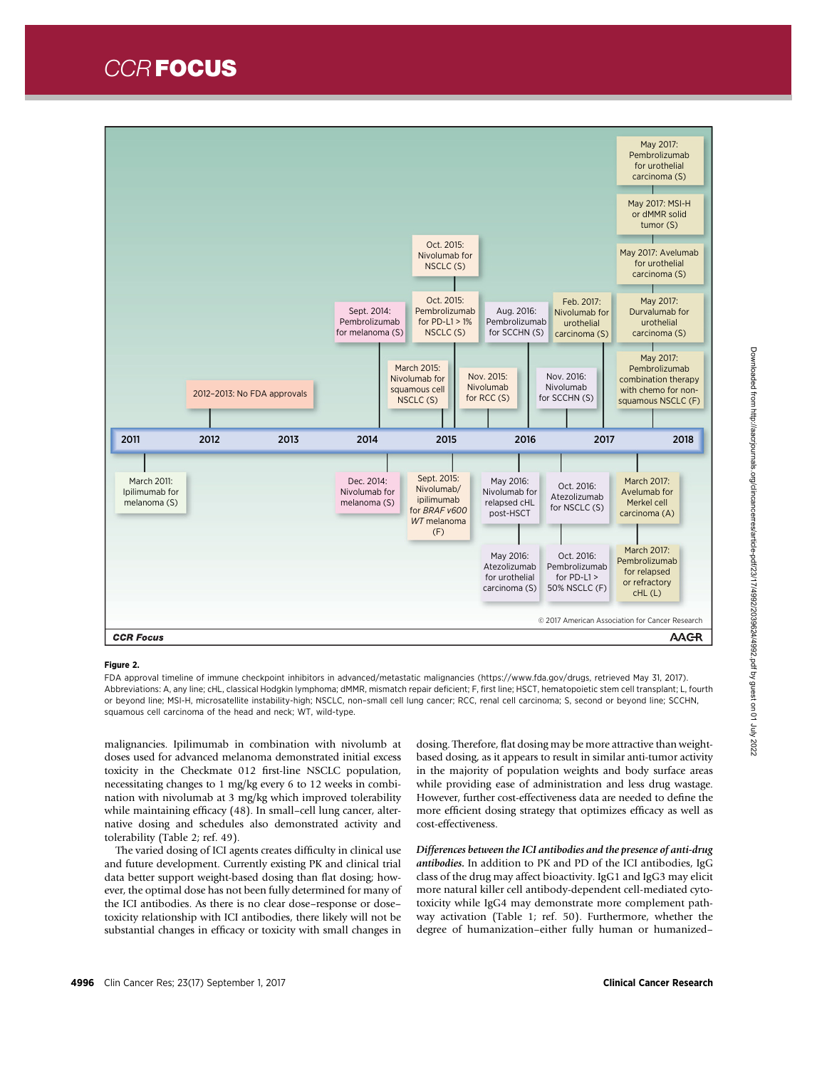Figure 2.

FDA approval timeline of immune checkpoint inhibitors in advanced/metastatic malignancies (https://www.fda.gov/drugs, retrieved May 31, 2017). Abbreviations: A, any line; cHL, classical Hodgkin lymphoma; dMMR, mismatch repair deficient; F, first line; HSCT, hematopoietic stem cell transplant; L, fourth or beyond line; MSI-H, microsatellite instability-high; NSCLC, non–small cell lung cancer; RCC, renal cell carcinoma; S, second or beyond line; SCCHN, squamous cell carcinoma of the head and neck; WT, wild-type.

malignancies. Ipilimumab in combination with nivolumb at doses used for advanced melanoma demonstrated initial excess toxicity in the Checkmate 012 first-line NSCLC population, necessitating changes to 1 mg/kg every 6 to 12 weeks in combination with nivolumab at 3 mg/kg which improved tolerability while maintaining efficacy (48). In small–cell lung cancer, alternative dosing and schedules also demonstrated activity and tolerability (Table 2; ref. 49).

The varied dosing of ICI agents creates difficulty in clinical use and future development. Currently existing PK and clinical trial data better support weight-based dosing than flat dosing; however, the optimal dose has not been fully determined for many of the ICI antibodies. As there is no clear dose–response or dose–toxicity relationship with ICI antibodies, there likely will not be substantial changes in efficacy or toxicity with small changes in dosing. Therefore, flat dosing may be more attractive than weight-based dosing, as it appears to result in similar anti-tumor activity in the majority of population weights and body surface areas while providing ease of administration and less drug wastage. However, further cost-effectiveness data are needed to define the more efficient dosing strategy that optimizes efficacy as well as cost-effectiveness.

***Differences between the ICI antibodies and the presence of anti-drug antibodies.*** In addition to PK and PD of the ICI antibodies, IgG class of the drug may affect bioactivity. IgG1 and IgG3 may elicit more natural killer cell antibody-dependent cell-mediated cytotoxicity while IgG4 may demonstrate more complement pathway activation (Table 1; ref. 50). Furthermore, whether the degree of humanization–either fully human or humanized–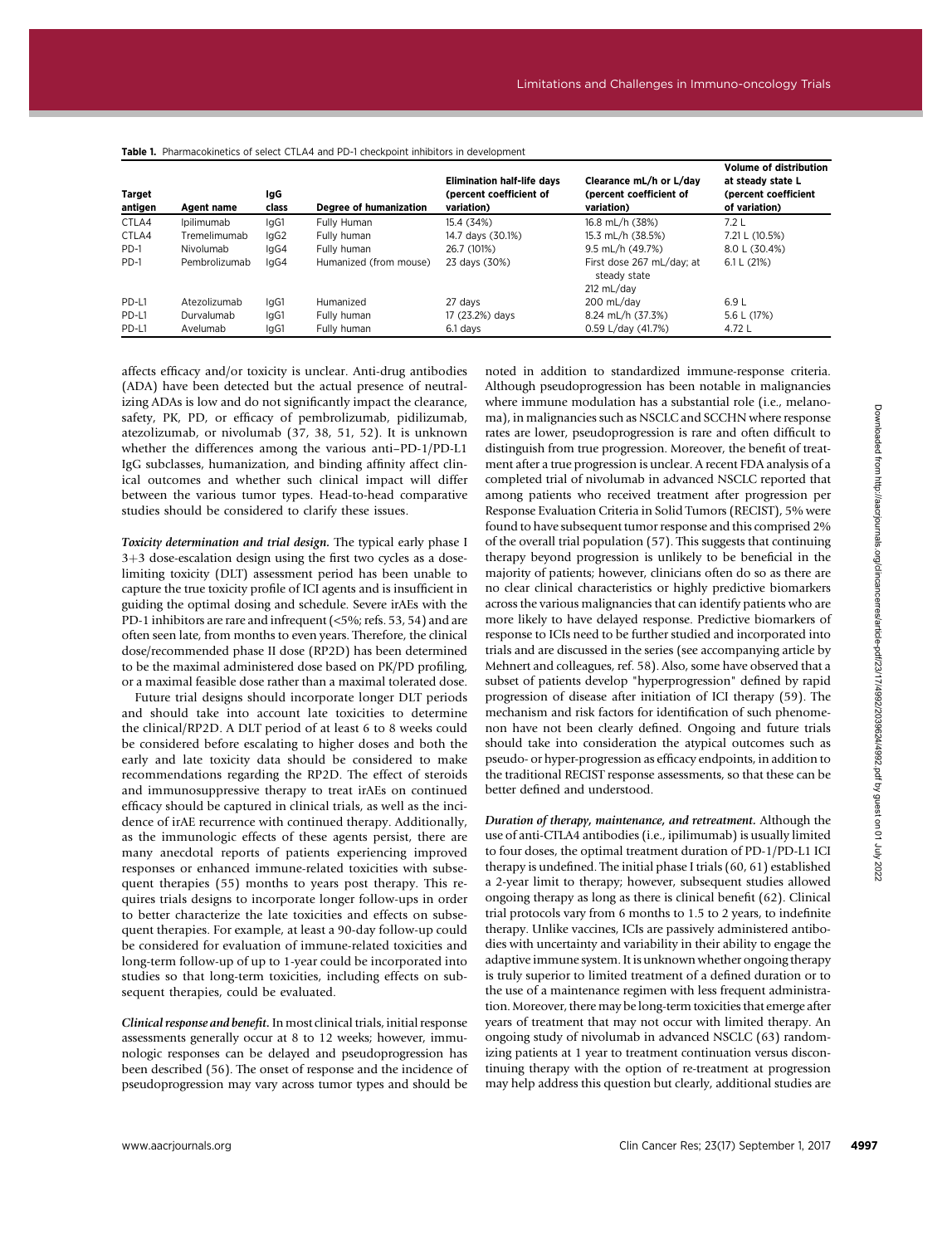**Table 1.** Pharmacokinetics of select CTLA4 and PD-1 checkpoint inhibitors in development

| Target antigen | Agent name | IgG class | Degree of humanization | Elimination half-life days (percent coefficient of variation) | Clearance mL/h or L/day (percent coefficient of variation) | Volume of distribution at steady state L (percent coefficient of variation) |
|---|---|---|---|---|---|---|
| CTLA4 | Ipilimumab | IgG1 | Fully Human | 15.4 (34%) | 16.8 mL/h (38%) | 7.2 L |
| CTLA4 | Tremelimumab | IgG2 | Fully human | 14.7 days (30.1%) | 15.3 mL/h (38.5%) | 7.21 L (10.5%) |
| PD-1 | Nivolumab | IgG4 | Fully human | 26.7 (101%) | 9.5 mL/h (49.7%) | 8.0 L (30.4%) |
| PD-1 | Pembrolizumab | IgG4 | Humanized (from mouse) | 23 days (30%) | First dose 267 mL/day; at steady state 212 mL/day | 6.1 L (21%) |
| PD-L1 | Atezolizumab | IgG1 | Humanized | 27 days | 200 mL/day | 6.9 L |
| PD-L1 | Durvalumab | IgG1 | Fully human | 17 (23.2%) days | 8.24 mL/h (37.3%) | 5.6 L (17%) |
| PD-L1 | Avelumab | IgG1 | Fully human | 6.1 days | 0.59 L/day (41.7%) | 4.72 L |

affects efficacy and/or toxicity is unclear. Anti-drug antibodies (ADA) have been detected but the actual presence of neutralizing ADAs is low and do not significantly impact the clearance, safety, PK, PD, or efficacy of pembrolizumab, pidilizumab, atezolizumab, or nivolumab (37, 38, 51, 52). It is unknown whether the differences among the various anti–PD-1/PD-L1 IgG subclasses, humanization, and binding affinity affect clinical outcomes and whether such clinical impact will differ between the various tumor types. Head-to-head comparative studies should be considered to clarify these issues.

***Toxicity determination and trial design.*** The typical early phase I 3+3 dose-escalation design using the first two cycles as a dose-limiting toxicity (DLT) assessment period has been unable to capture the true toxicity profile of ICI agents and is insufficient in guiding the optimal dosing and schedule. Severe irAEs with the PD-1 inhibitors are rare and infrequent (<5%; refs. 53, 54) and are often seen late, from months to even years. Therefore, the clinical dose/recommended phase II dose (RP2D) has been determined to be the maximal administered dose based on PK/PD profiling, or a maximal feasible dose rather than a maximal tolerated dose.

Future trial designs should incorporate longer DLT periods and should take into account late toxicities to determine the clinical/RP2D. A DLT period of at least 6 to 8 weeks could be considered before escalating to higher doses and both the early and late toxicity data should be considered to make recommendations regarding the RP2D. The effect of steroids and immunosuppressive therapy to treat irAEs on continued efficacy should be captured in clinical trials, as well as the incidence of irAE recurrence with continued therapy. Additionally, as the immunologic effects of these agents persist, there are many anecdotal reports of patients experiencing improved responses or enhanced immune-related toxicities with subsequent therapies (55) months to years post therapy. This requires trials designs to incorporate longer follow-ups in order to better characterize the late toxicities and effects on subsequent therapies. For example, at least a 90-day follow-up could be considered for evaluation of immune-related toxicities and long-term follow-up of up to 1-year could be incorporated into studies so that long-term toxicities, including effects on subsequent therapies, could be evaluated.

***Clinical response and benefit.*** In most clinical trials, initial response assessments generally occur at 8 to 12 weeks; however, immunologic responses can be delayed and pseudoprogression has been described (56). The onset of response and the incidence of pseudoprogression may vary across tumor types and should be noted in addition to standardized immune-response criteria. Although pseudoprogression has been notable in malignancies where immune modulation has a substantial role (i.e., melanoma), in malignancies such as NSCLC and SCCHN where response rates are lower, pseudoprogression is rare and often difficult to distinguish from true progression. Moreover, the benefit of treatment after a true progression is unclear. A recent FDA analysis of a completed trial of nivolumab in advanced NSCLC reported that among patients who received treatment after progression per Response Evaluation Criteria in Solid Tumors (RECIST), 5% were found to have subsequent tumor response and this comprised 2% of the overall trial population (57). This suggests that continuing therapy beyond progression is unlikely to be beneficial in the majority of patients; however, clinicians often do so as there are no clear clinical characteristics or highly predictive biomarkers across the various malignancies that can identify patients who are more likely to have delayed response. Predictive biomarkers of response to ICIs need to be further studied and incorporated into trials and are discussed in the series (see accompanying article by Mehnert and colleagues, ref. 58). Also, some have observed that a subset of patients develop "hyperprogression" defined by rapid progression of disease after initiation of ICI therapy (59). The mechanism and risk factors for identification of such phenomenon have not been clearly defined. Ongoing and future trials should take into consideration the atypical outcomes such as pseudo- or hyper-progression as efficacy endpoints, in addition to the traditional RECIST response assessments, so that these can be better defined and understood.

***Duration of therapy, maintenance, and retreatment.*** Although the use of anti-CTLA4 antibodies (i.e., ipilimumab) is usually limited to four doses, the optimal treatment duration of PD-1/PD-L1 ICI therapy is undefined. The initial phase I trials (60, 61) established a 2-year limit to therapy; however, subsequent studies allowed ongoing therapy as long as there is clinical benefit (62). Clinical trial protocols vary from 6 months to 1.5 to 2 years, to indefinite therapy. Unlike vaccines, ICIs are passively administered antibodies with uncertainty and variability in their ability to engage the adaptive immune system. It is unknown whether ongoing therapy is truly superior to limited treatment of a defined duration or to the use of a maintenance regimen with less frequent administration. Moreover, there may be long-term toxicities that emerge after years of treatment that may not occur with limited therapy. An ongoing study of nivolumab in advanced NSCLC (63) randomizing patients at 1 year to treatment continuation versus discontinuing therapy with the option of re-treatment at progression may help address this question but clearly, additional studies are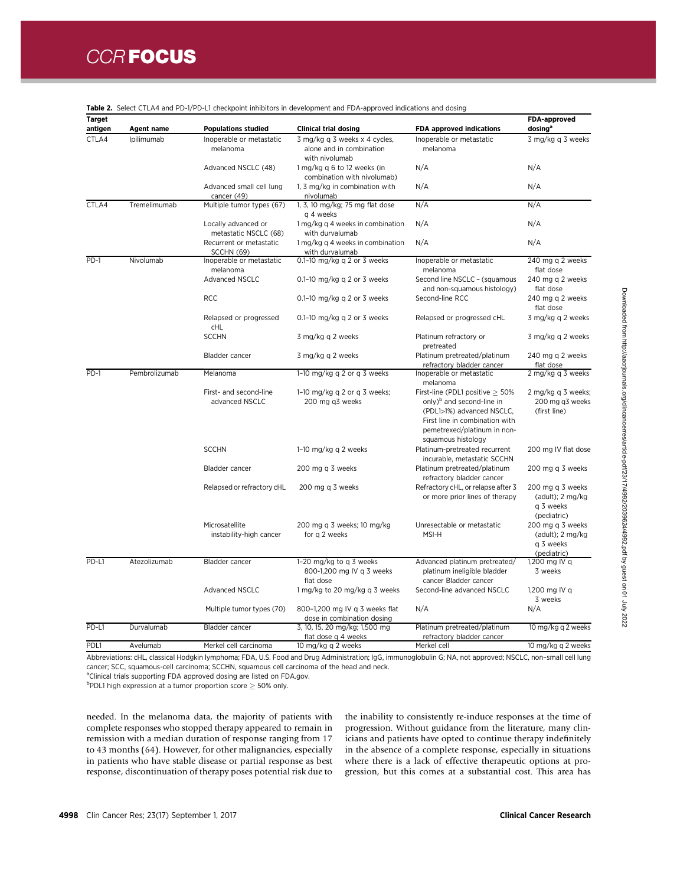**Table 2.** Select CTLA4 and PD-1/PD-L1 checkpoint inhibitors in development and FDA-approved indications and dosing

| Target antigen | Agent name | Populations studied | Clinical trial dosing | FDA approved indications | FDA-approved dosing[a] |
|---|---|---|---|---|---|
| CTLA4 | Ipilimumab | Inoperable or metastatic melanoma | 3 mg/kg q 3 weeks x 4 cycles, alone and in combination with nivolumab | Inoperable or metastatic melanoma | 3 mg/kg q 3 weeks |
| | | Advanced NSCLC (48) | 1 mg/kg q 6 to 12 weeks (in combination with nivolumab) | N/A | N/A |
| | | Advanced small cell lung cancer (49) | 1, 3 mg/kg in combination with nivolumab | N/A | N/A |
| CTLA4 | Tremelimumab | Multiple tumor types (67) | 1, 3, 10 mg/kg; 75 mg flat dose q 4 weeks | N/A | N/A |
| | | Locally advanced or metastatic NSCLC (68) | 1 mg/kg q 4 weeks in combination with durvalumab | N/A | N/A |
| | | Recurrent or metastatic SCCHN (69) | 1 mg/kg q 4 weeks in combination with durvalumab | N/A | N/A |
| PD-1 | Nivolumab | Inoperable or metastatic melanoma | 0.1–10 mg/kg q 2 or 3 weeks | Inoperable or metastatic melanoma | 240 mg q 2 weeks flat dose |
| | | Advanced NSCLC | 0.1–10 mg/kg q 2 or 3 weeks | Second line NSCLC – (squamous and non-squamous histology) | 240 mg q 2 weeks flat dose |
| | | RCC | 0.1–10 mg/kg q 2 or 3 weeks | Second-line RCC | 240 mg q 2 weeks flat dose |
| | | Relapsed or progressed cHL | 0.1–10 mg/kg q 2 or 3 weeks | Relapsed or progressed cHL | 3 mg/kg q 2 weeks |
| | | SCCHN | 3 mg/kg q 2 weeks | Platinum refractory or pretreated | 3 mg/kg q 2 weeks |
| | | Bladder cancer | 3 mg/kg q 2 weeks | Platinum pretreated/platinum refractory bladder cancer | 240 mg q 2 weeks flat dose |
| PD-1 | Pembrolizumab | Melanoma | 1–10 mg/kg q 2 or q 3 weeks | Inoperable or metastatic melanoma | 2 mg/kg q 3 weeks |
| | | First- and second-line advanced NSCLC | 1–10 mg/kg q 2 or q 3 weeks; 200 mg q3 weeks | First-line (PDL1 positive $\geq$ 50% only)[b] and second-line in (PDL1>1%) advanced NSCLC, First line in combination with pemetrexed/platinum in non-squamous histology | 2 mg/kg q 3 weeks; 200 mg q3 weeks (first line) |
| | | SCCHN | 1–10 mg/kg q 2 weeks | Platinum-pretreated recurrent incurable, metastatic SCCHN | 200 mg IV flat dose |
| | | Bladder cancer | 200 mg q 3 weeks | Platinum pretreated/platinum refractory bladder cancer | 200 mg q 3 weeks |
| | | Relapsed or refractory cHL | 200 mg q 3 weeks | Refractory cHL, or relapse after 3 or more prior lines of therapy | 200 mg q 3 weeks (adult); 2 mg/kg q 3 weeks (pediatric) |
| | | Microsatellite instability-high cancer | 200 mg q 3 weeks; 10 mg/kg for q 2 weeks | Unresectable or metastatic MSI-H | 200 mg q 3 weeks (adult); 2 mg/kg q 3 weeks (pediatric) |
| PD-L1 | Atezolizumab | Bladder cancer | 1–20 mg/kg to q 3 weeks 800-1,200 mg IV q 3 weeks flat dose | Advanced platinum pretreated/ platinum ineligible bladder cancer Bladder cancer | 1,200 mg IV q 3 weeks |
| | | Advanced NSCLC | 1 mg/kg to 20 mg/kg q 3 weeks | Second-line advanced NSCLC | 1,200 mg IV q 3 weeks |
| | | Multiple tumor types (70) | 800–1,200 mg IV q 3 weeks flat dose in combination dosing | N/A | N/A |
| PD-L1 | Durvalumab | Bladder cancer | 3, 10, 15, 20 mg/kg; 1,500 mg flat dose q 4 weeks | Platinum pretreated/platinum refractory bladder cancer | 10 mg/kg q 2 weeks |
| PDL1 | Avelumab | Merkel cell carcinoma | 10 mg/kg q 2 weeks | Merkel cell | 10 mg/kg q 2 weeks |

Abbreviations: cHL, classical Hodgkin lymphoma; FDA, U.S. Food and Drug Administration; IgG, immunoglobulin G; NA, not approved; NSCLC, non–small cell lung cancer; SCC, squamous-cell carcinoma; SCCHN, squamous cell carcinoma of the head and neck.

[a]Clinical trials supporting FDA approved dosing are listed on FDA.gov.

[b]PDL1 high expression at a tumor proportion score $\geq$ 50% only.

needed. In the melanoma data, the majority of patients with complete responses who stopped therapy appeared to remain in remission with a median duration of response ranging from 17 to 43 months (64). However, for other malignancies, especially in patients who have stable disease or partial response as best response, discontinuation of therapy poses potential risk due to the inability to consistently re-induce responses at the time of progression. Without guidance from the literature, many clinicians and patients have opted to continue therapy indefinitely in the absence of a complete response, especially in situations where there is a lack of effective therapeutic options at progression, but this comes at a substantial cost. This area has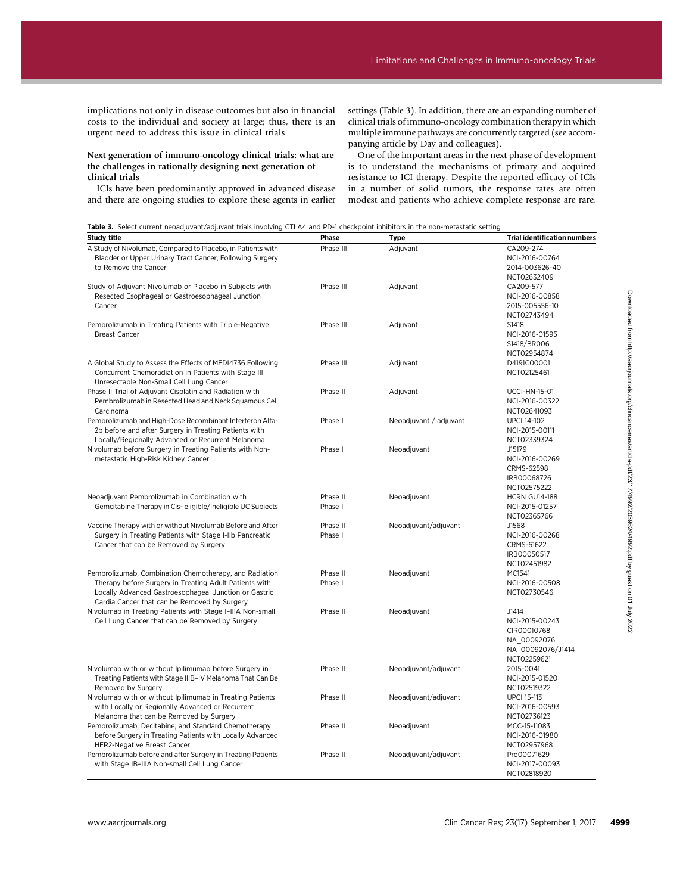implications not only in disease outcomes but also in financial costs to the individual and society at large; thus, there is an urgent need to address this issue in clinical trials.

### Next generation of immuno-oncology clinical trials: what are the challenges in rationally designing next generation of clinical trials

ICIs have been predominantly approved in advanced disease and there are ongoing studies to explore these agents in earlier settings (Table 3). In addition, there are an expanding number of clinical trials of immuno-oncology combination therapy in which multiple immune pathways are concurrently targeted (see accompanying article by Day and colleagues).

One of the important areas in the next phase of development is to understand the mechanisms of primary and acquired resistance to ICI therapy. Despite the reported efficacy of ICIs in a number of solid tumors, the response rates are often modest and patients who achieve complete response are rare.

**Table 3.** Select current neoadjuvant/adjuvant trials involving CTLA4 and PD-1 checkpoint inhibitors in the non-metastatic setting

| Study title | Phase | Type | Trial identification numbers |
|---|---|---|---|
| A Study of Nivolumab, Compared to Placebo, in Patients with Bladder or Upper Urinary Tract Cancer, Following Surgery to Remove the Cancer | Phase III | Adjuvant | CA209-274<br>NCI-2016-00764<br>2014-003626-40<br>NCT02632409 |
| Study of Adjuvant Nivolumab or Placebo in Subjects with Resected Esophageal or Gastroesophageal Junction Cancer | Phase III | Adjuvant | CA209-577<br>NCI-2016-00858<br>2015-005556-10<br>NCT02743494 |
| Pembrolizumab in Treating Patients with Triple-Negative Breast Cancer | Phase III | Adjuvant | S1418<br>NCI-2016-01595<br>S1418/BR006<br>NCT02954874 |
| A Global Study to Assess the Effects of MEDI4736 Following Concurrent Chemoradiation in Patients with Stage III Unresectable Non-Small Cell Lung Cancer | Phase III | Adjuvant | D4191C00001<br>NCT02125461 |
| Phase II Trial of Adjuvant Cisplatin and Radiation with Pembrolizumab in Resected Head and Neck Squamous Cell Carcinoma | Phase II | Adjuvant | UCCI-HN-15-01<br>NCI-2016-00322<br>NCT02641093 |
| Pembrolizumab and High-Dose Recombinant Interferon Alfa-2b before and after Surgery in Treating Patients with Locally/Regionally Advanced or Recurrent Melanoma | Phase I | Neoadjuvant / adjuvant | UPCI 14-102<br>NCI-2015-00111<br>NCT02339324 |
| Nivolumab before Surgery in Treating Patients with Non-metastatic High-Risk Kidney Cancer | Phase I | Neoadjuvant | J15179<br>NCI-2016-00269<br>CRMS-62598<br>IRB00068726<br>NCT02575222 |
| Neoadjuvant Pembrolizumab in Combination with Gemcitabine Therapy in Cis- eligible/Ineligible UC Subjects | Phase II<br>Phase I | Neoadjuvant | HCRN GU14-188<br>NCI-2015-01257<br>NCT02365766 |
| Vaccine Therapy with or without Nivolumab Before and After Surgery in Treating Patients with Stage I-IIb Pancreatic Cancer that can be Removed by Surgery | Phase II<br>Phase I | Neoadjuvant/adjuvant | J1568<br>NCI-2016-00268<br>CRMS-61622<br>IRB00050517<br>NCT02451982 |
| Pembrolizumab, Combination Chemotherapy, and Radiation Therapy before Surgery in Treating Adult Patients with Locally Advanced Gastroesophageal Junction or Gastric Cardia Cancer that can be Removed by Surgery | Phase II<br>Phase I | Neoadjuvant | MC1541<br>NCI-2016-00508<br>NCT02730546 |
| Nivolumab in Treating Patients with Stage I–IIIA Non-small Cell Lung Cancer that can be Removed by Surgery | Phase II | Neoadjuvant | J1414<br>NCI-2015-00243<br>CIR00010768<br>NA_00092076<br>NA_00092076/J1414<br>NCT02259621 |
| Nivolumab with or without Ipilimumab before Surgery in Treating Patients with Stage IIIB–IV Melanoma That Can Be Removed by Surgery | Phase II | Neoadjuvant/adjuvant | 2015-0041<br>NCI-2015-01520<br>NCT02519322 |
| Nivolumab with or without Ipilimumab in Treating Patients with Locally or Regionally Advanced or Recurrent Melanoma that can be Removed by Surgery | Phase II | Neoadjuvant/adjuvant | UPCI 15-113<br>NCI-2016-00593<br>NCT02736123 |
| Pembrolizumab, Decitabine, and Standard Chemotherapy before Surgery in Treating Patients with Locally Advanced HER2-Negative Breast Cancer | Phase II | Neoadjuvant | MCC-15-11083<br>NCI-2016-01980<br>NCT02957968 |
| Pembrolizumab before and after Surgery in Treating Patients with Stage IB–IIIA Non-small Cell Lung Cancer | Phase II | Neoadjuvant/adjuvant | Pro00071629<br>NCI-2017-00093<br>NCT02818920 |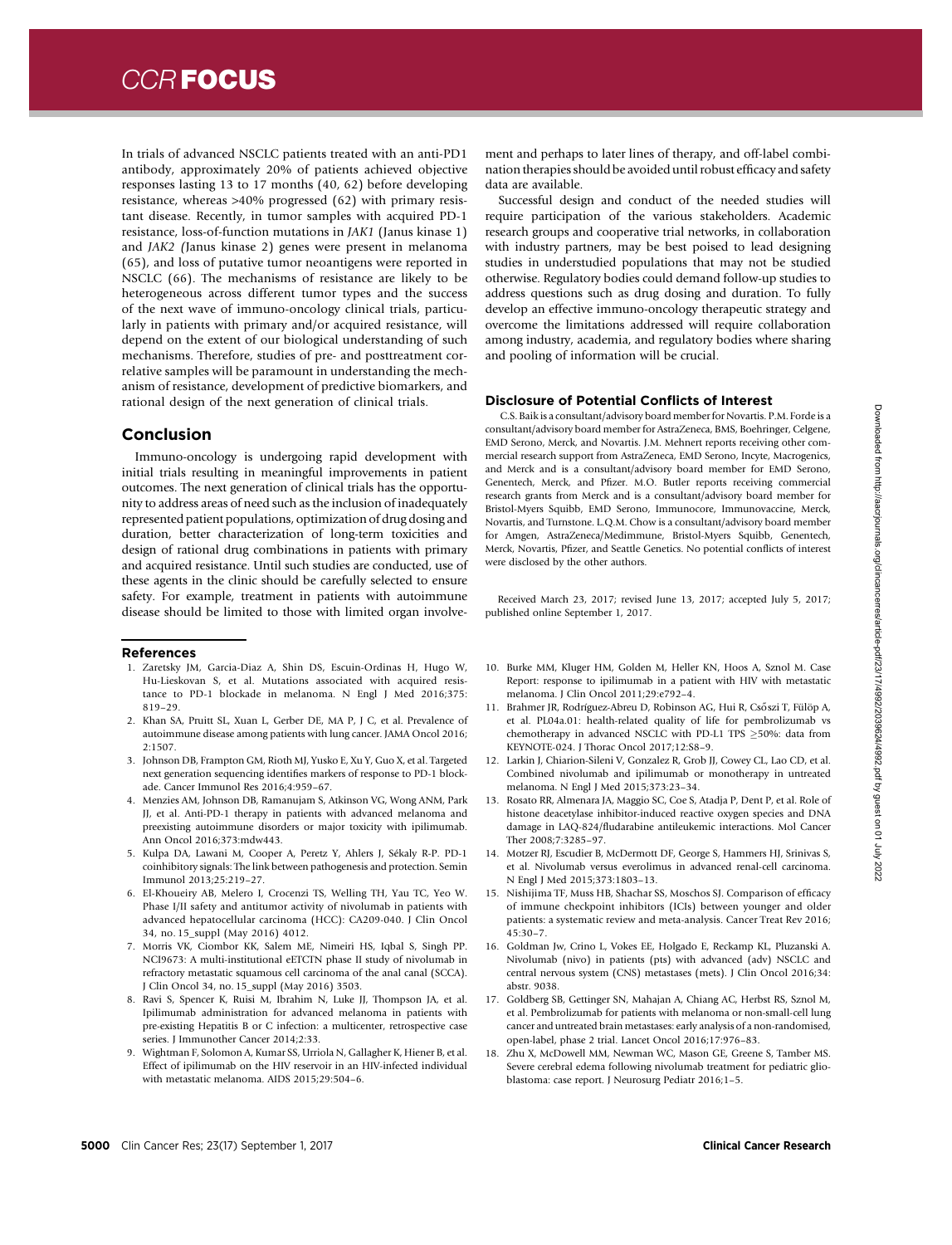In trials of advanced NSCLC patients treated with an anti-PD1 antibody, approximately 20% of patients achieved objective responses lasting 13 to 17 months (40, 62) before developing resistance, whereas >40% progressed (62) with primary resistant disease. Recently, in tumor samples with acquired PD-1 resistance, loss-of-function mutations in *JAK1* (Janus kinase 1) and *JAK2* (Janus kinase 2) genes were present in melanoma (65), and loss of putative tumor neoantigens were reported in NSCLC (66). The mechanisms of resistance are likely to be heterogeneous across different tumor types and the success of the next wave of immuno-oncology clinical trials, particularly in patients with primary and/or acquired resistance, will depend on the extent of our biological understanding of such mechanisms. Therefore, studies of pre- and posttreatment correlative samples will be paramount in understanding the mechanism of resistance, development of predictive biomarkers, and rational design of the next generation of clinical trials.

## Conclusion

Immuno-oncology is undergoing rapid development with initial trials resulting in meaningful improvements in patient outcomes. The next generation of clinical trials has the opportunity to address areas of need such as the inclusion of inadequately represented patient populations, optimization of drug dosing and duration, better characterization of long-term toxicities and design of rational drug combinations in patients with primary and acquired resistance. Until such studies are conducted, use of these agents in the clinic should be carefully selected to ensure safety. For example, treatment in patients with autoimmune disease should be limited to those with limited organ involvement and perhaps to later lines of therapy, and off-label combination therapies should be avoided until robust efficacy and safety data are available.

Successful design and conduct of the needed studies will require participation of the various stakeholders. Academic research groups and cooperative trial networks, in collaboration with industry partners, may be best poised to lead designing studies in understudied populations that may not be studied otherwise. Regulatory bodies could demand follow-up studies to address questions such as drug dosing and duration. To fully develop an effective immuno-oncology therapeutic strategy and overcome the limitations addressed will require collaboration among industry, academia, and regulatory bodies where sharing and pooling of information will be crucial.

## Disclosure of Potential Conflicts of Interest

C.S. Baik is a consultant/advisory board member for Novartis. P.M. Forde is a consultant/advisory board member for AstraZeneca, BMS, Boehringer, Celgene, EMD Serono, Merck, and Novartis. J.M. Mehnert reports receiving other commercial research support from AstraZeneca, EMD Serono, Incyte, Macrogenics, and Merck and is a consultant/advisory board member for EMD Serono, Genentech, Merck, and Pfizer. M.O. Butler reports receiving commercial research grants from Merck and is a consultant/advisory board member for Bristol-Myers Squibb, EMD Serono, Immunocore, Immunovaccine, Merck, Novartis, and Turnstone. L.Q.M. Chow is a consultant/advisory board member for Amgen, AstraZeneca/Medimmune, Bristol-Myers Squibb, Genentech, Merck, Novartis, Pfizer, and Seattle Genetics. No potential conflicts of interest were disclosed by the other authors.

Received March 23, 2017; revised June 13, 2017; accepted July 5, 2017; published online September 1, 2017.

## References

1. Zaretsky JM, Garcia-Diaz A, Shin DS, Escuin-Ordinas H, Hugo W, Hu-Lieskovan S, et al. Mutations associated with acquired resistance to PD-1 blockade in melanoma. N Engl J Med 2016;375:819–29.
2. Khan SA, Pruitt SL, Xuan L, Gerber DE, MA P, J C, et al. Prevalence of autoimmune disease among patients with lung cancer. JAMA Oncol 2016;2:1507.
3. Johnson DB, Frampton GM, Rioth MJ, Yusko E, Xu Y, Guo X, et al. Targeted next generation sequencing identifies markers of response to PD-1 blockade. Cancer Immunol Res 2016;4:959–67.
4. Menzies AM, Johnson DB, Ramanujam S, Atkinson VG, Wong ANM, Park JJ, et al. Anti-PD-1 therapy in patients with advanced melanoma and preexisting autoimmune disorders or major toxicity with ipilimumab. Ann Oncol 2016;373:mdw443.
5. Kulpa DA, Lawani M, Cooper A, Peretz Y, Ahlers J, Sékaly R-P. PD-1 coinhibitory signals: The link between pathogenesis and protection. Semin Immunol 2013;25:219–27.
6. El-Khoueiry AB, Melero I, Crocenzi TS, Welling TH, Yau TC, Yeo W. Phase I/II safety and antitumor activity of nivolumab in patients with advanced hepatocellular carcinoma (HCC): CA209-040. J Clin Oncol 34, no. 15_suppl (May 2016) 4012.
7. Morris VK, Ciombor KK, Salem ME, Nimeiri HS, Iqbal S, Singh PP. NCI9673: A multi-institutional eETCTN phase II study of nivolumab in refractory metastatic squamous cell carcinoma of the anal canal (SCCA). J Clin Oncol 34, no. 15_suppl (May 2016) 3503.
8. Ravi S, Spencer K, Ruisi M, Ibrahim N, Luke JJ, Thompson JA, et al. Ipilimumab administration for advanced melanoma in patients with pre-existing Hepatitis B or C infection: a multicenter, retrospective case series. J Immunother Cancer 2014;2:33.
9. Wightman F, Solomon A, Kumar SS, Urriola N, Gallagher K, Hiener B, et al. Effect of ipilimumab on the HIV reservoir in an HIV-infected individual with metastatic melanoma. AIDS 2015;29:504–6.
10. Burke MM, Kluger HM, Golden M, Heller KN, Hoos A, Sznol M. Case Report: response to ipilimumab in a patient with HIV with metastatic melanoma. J Clin Oncol 2011;29:e792–4.
11. Brahmer JR, Rodríguez-Abreu D, Robinson AG, Hui R, Csőszi T, Fülöp A, et al. PL04a.01: health-related quality of life for pembrolizumab vs chemotherapy in advanced NSCLC with PD-L1 TPS ≥50%: data from KEYNOTE-024. J Thorac Oncol 2017;12:S8–9.
12. Larkin J, Chiarion-Sileni V, Gonzalez R, Grob JJ, Cowey CL, Lao CD, et al. Combined nivolumab and ipilimumab or monotherapy in untreated melanoma. N Engl J Med 2015;373:23–34.
13. Rosato RR, Almenara JA, Maggio SC, Coe S, Atadja P, Dent P, et al. Role of histone deacetylase inhibitor-induced reactive oxygen species and DNA damage in LAQ-824/fludarabine antileukemic interactions. Mol Cancer Ther 2008;7:3285–97.
14. Motzer RJ, Escudier B, McDermott DF, George S, Hammers HJ, Srinivas S, et al. Nivolumab versus everolimus in advanced renal-cell carcinoma. N Engl J Med 2015;373:1803–13.
15. Nishijima TF, Muss HB, Shachar SS, Moschos SJ. Comparison of efficacy of immune checkpoint inhibitors (ICIs) between younger and older patients: a systematic review and meta-analysis. Cancer Treat Rev 2016;45:30–7.
16. Goldman Jw, Crino L, Vokes EE, Holgado E, Reckamp KL, Pluzanski A. Nivolumab (nivo) in patients (pts) with advanced (adv) NSCLC and central nervous system (CNS) metastases (mets). J Clin Oncol 2016;34: abstr. 9038.
17. Goldberg SB, Gettinger SN, Mahajan A, Chiang AC, Herbst RS, Sznol M, et al. Pembrolizumab for patients with melanoma or non-small-cell lung cancer and untreated brain metastases: early analysis of a non-randomised, open-label, phase 2 trial. Lancet Oncol 2016;17:976–83.
18. Zhu X, McDowell MM, Newman WC, Mason GE, Greene S, Tamber MS. Severe cerebral edema following nivolumab treatment for pediatric glioblastoma: case report. J Neurosurg Pediatr 2016;1–5.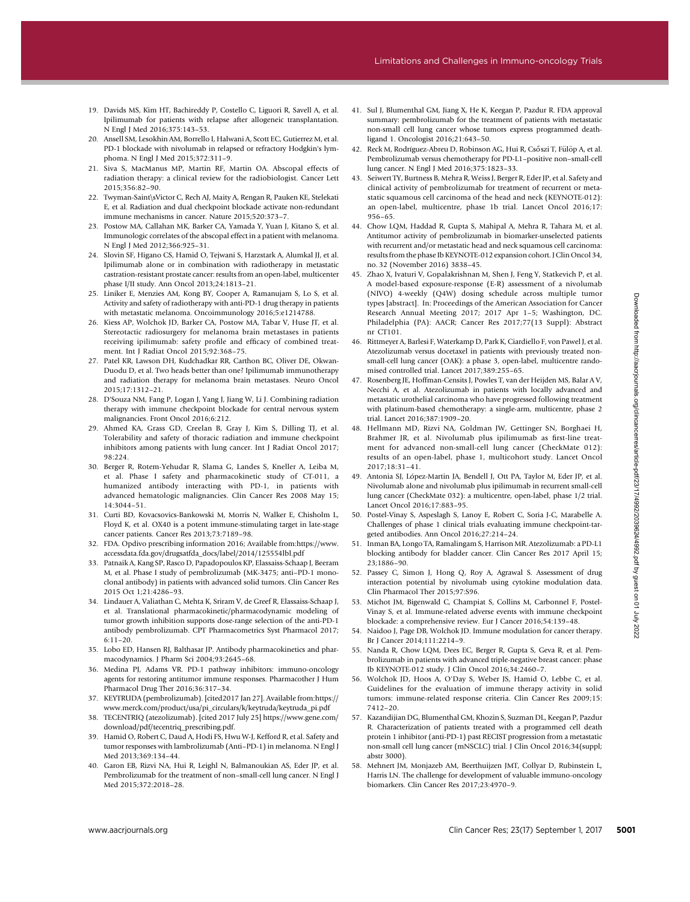19. Davids MS, Kim HT, Bachireddy P, Costello C, Liguori R, Savell A, et al. Ipilimumab for patients with relapse after allogeneic transplantation. N Engl J Med 2016;375:143–53.
20. Ansell SM, Lesokhin AM, Borrello I, Halwani A, Scott EC, Gutierrez M, et al. PD-1 blockade with nivolumab in relapsed or refractory Hodgkin's lymphoma. N Engl J Med 2015;372:311–9.
21. Siva S, MacManus MP, Martin RF, Martin OA. Abscopal effects of radiation therapy: a clinical review for the radiobiologist. Cancer Lett 2015;356:82–90.
22. Twyman-Saint\sVictor C, Rech AJ, Maity A, Rengan R, Pauken KE, Stelekati E, et al. Radiation and dual checkpoint blockade activate non-redundant immune mechanisms in cancer. Nature 2015;520:373–7.
23. Postow MA, Callahan MK, Barker CA, Yamada Y, Yuan J, Kitano S, et al. Immunologic correlates of the abscopal effect in a patient with melanoma. N Engl J Med 2012;366:925–31.
24. Slovin SF, Higano CS, Hamid O, Tejwani S, Harzstark A, Alumkal JJ, et al. Ipilimumab alone or in combination with radiotherapy in metastatic castration-resistant prostate cancer: results from an open-label, multicenter phase I/II study. Ann Oncol 2013;24:1813–21.
25. Liniker E, Menzies AM, Kong BY, Cooper A, Ramanujam S, Lo S, et al. Activity and safety of radiotherapy with anti-PD-1 drug therapy in patients with metastatic melanoma. Oncoimmunology 2016;5:e1214788.
26. Kiess AP, Wolchok JD, Barker CA, Postow MA, Tabar V, Huse JT, et al. Stereotactic radiosurgery for melanoma brain metastases in patients receiving ipilimumab: safety profile and efficacy of combined treatment. Int J Radiat Oncol 2015;92:368–75.
27. Patel KR, Lawson DH, Kudchadkar RR, Carthon BC, Oliver DE, Okwan-Duodu D, et al. Two heads better than one? Ipilimumab immunotherapy and radiation therapy for melanoma brain metastases. Neuro Oncol 2015;17:1312–21.
28. D'Souza NM, Fang P, Logan J, Yang J, Jiang W, Li J. Combining radiation therapy with immune checkpoint blockade for central nervous system malignancies. Front Oncol 2016;6:212.
29. Ahmed KA, Grass GD, Creelan B, Gray J, Kim S, Dilling TJ, et al. Tolerability and safety of thoracic radiation and immune checkpoint inhibitors among patients with lung cancer. Int J Radiat Oncol 2017; 98:224.
30. Berger R, Rotem-Yehudar R, Slama G, Landes S, Kneller A, Leiba M, et al. Phase I safety and pharmacokinetic study of CT-011, a humanized antibody interacting with PD-1, in patients with advanced hematologic malignancies. Clin Cancer Res 2008 May 15; 14:3044–51.
31. Curti BD, Kovacsovics-Bankowski M, Morris N, Walker E, Chisholm L, Floyd K, et al. OX40 is a potent immune-stimulating target in late-stage cancer patients. Cancer Res 2013;73:7189–98.
32. FDA. Opdivo prescribing information 2016; Available from:https://www.accessdata.fda.gov/drugsatfda_docs/label/2014/125554lbl.pdf
33. Patnaik A, Kang SP, Rasco D, Papadopoulos KP, Elassaiss-Schaap J, Beeram M, et al. Phase I study of pembrolizumab (MK-3475; anti–PD-1 monoclonal antibody) in patients with advanced solid tumors. Clin Cancer Res 2015 Oct 1;21:4286–93.
34. Lindauer A, Valiathan C, Mehta K, Sriram V, de Greef R, Elassaiss-Schaap J, et al. Translational pharmacokinetic/pharmacodynamic modeling of tumor growth inhibition supports dose-range selection of the anti-PD-1 antibody pembrolizumab. CPT Pharmacometrics Syst Pharmacol 2017; 6:11–20.
35. Lobo ED, Hansen RJ, Balthasar JP. Antibody pharmacokinetics and pharmacodynamics. J Pharm Sci 2004;93:2645–68.
36. Medina PJ, Adams VR. PD-1 pathway inhibitors: immuno-oncology agents for restoring antitumor immune responses. Pharmacother J Hum Pharmacol Drug Ther 2016;36:317–34.
37. KEYTRUDA (pembrolizumab). [cited2017 Jan 27]. Available from:https://www.merck.com/product/usa/pi_circulars/k/keytruda/keytruda_pi.pdf
38. TECENTRIQ (atezolizumab). [cited 2017 July 25] https://www.gene.com/download/pdf/tecentriq_prescribing.pdf.
39. Hamid O, Robert C, Daud A, Hodi FS, Hwu W-J, Kefford R, et al. Safety and tumor responses with lambrolizumab (Anti–PD-1) in melanoma. N Engl J Med 2013;369:134–44.
40. Garon EB, Rizvi NA, Hui R, Leighl N, Balmanoukian AS, Eder JP, et al. Pembrolizumab for the treatment of non–small-cell lung cancer. N Engl J Med 2015;372:2018–28.
41. Sul J, Blumenthal GM, Jiang X, He K, Keegan P, Pazdur R. FDA approval summary: pembrolizumab for the treatment of patients with metastatic non-small cell lung cancer whose tumors express programmed death-ligand 1. Oncologist 2016;21:643–50.
42. Reck M, Rodríguez-Abreu D, Robinson AG, Hui R, Csőszi T, Fülöp A, et al. Pembrolizumab versus chemotherapy for PD-L1–positive non–small-cell lung cancer. N Engl J Med 2016;375:1823–33.
43. Seiwert TY, Burtness B, Mehra R, Weiss J, Berger R, Eder JP, et al. Safety and clinical activity of pembrolizumab for treatment of recurrent or metastatic squamous cell carcinoma of the head and neck (KEYNOTE-012): an open-label, multicentre, phase 1b trial. Lancet Oncol 2016;17: 956–65.
44. Chow LQM, Haddad R, Gupta S, Mahipal A, Mehra R, Tahara M, et al. Antitumor activity of pembrolizumab in biomarker-unselected patients with recurrent and/or metastatic head and neck squamous cell carcinoma: results from the phase Ib KEYNOTE-012 expansion cohort. J Clin Oncol 34, no. 32 (November 2016) 3838–45.
45. Zhao X, Ivaturi V, Gopalakrishnan M, Shen J, Feng Y, Statkevich P, et al. A model-based exposure-response (E-R) assessment of a nivolumab (NIVO) 4-weekly (Q4W) dosing schedule across multiple tumor types [abstract]. In: Proceedings of the American Association for Cancer Research Annual Meeting 2017; 2017 Apr 1–5; Washington, DC. Philadelphia (PA): AACR; Cancer Res 2017;77(13 Suppl): Abstract nr CT101.
46. Rittmeyer A, Barlesi F, Waterkamp D, Park K, Ciardiello F, von Pawel J, et al. Atezolizumab versus docetaxel in patients with previously treated non-small-cell lung cancer (OAK): a phase 3, open-label, multicentre randomised controlled trial. Lancet 2017;389:255–65.
47. Rosenberg JE, Hoffman-Censits J, Powles T, van der Heijden MS, Balar A V, Necchi A, et al. Atezolizumab in patients with locally advanced and metastatic urothelial carcinoma who have progressed following treatment with platinum-based chemotherapy: a single-arm, multicentre, phase 2 trial. Lancet 2016;387:1909–20.
48. Hellmann MD, Rizvi NA, Goldman JW, Gettinger SN, Borghaei H, Brahmer JR, et al. Nivolumab plus ipilimumab as first-line treatment for advanced non-small-cell lung cancer (CheckMate 012): results of an open-label, phase 1, multicohort study. Lancet Oncol 2017;18:31–41.
49. Antonia SJ, López-Martin JA, Bendell J, Ott PA, Taylor M, Eder JP, et al. Nivolumab alone and nivolumab plus ipilimumab in recurrent small-cell lung cancer (CheckMate 032): a multicentre, open-label, phase 1/2 trial. Lancet Oncol 2016;17:883–95.
50. Postel-Vinay S, Aspeslagh S, Lanoy E, Robert C, Soria J-C, Marabelle A. Challenges of phase 1 clinical trials evaluating immune checkpoint-targeted antibodies. Ann Oncol 2016;27:214–24.
51. Inman BA, Longo TA, Ramalingam S, Harrison MR. Atezolizumab: a PD-L1 blocking antibody for bladder cancer. Clin Cancer Res 2017 April 15; 23;1886–90.
52. Passey C, Simon J, Hong Q, Roy A, Agrawal S. Assessment of drug interaction potential by nivolumab using cytokine modulation data. Clin Pharmacol Ther 2015;97:S96.
53. Michot JM, Bigenwald C, Champiat S, Collins M, Carbonnel F, Postel-Vinay S, et al. Immune-related adverse events with immune checkpoint blockade: a comprehensive review. Eur J Cancer 2016;54:139–48.
54. Naidoo J, Page DB, Wolchok JD. Immune modulation for cancer therapy. Br J Cancer 2014;111:2214–9.
55. Nanda R, Chow LQM, Dees EC, Berger R, Gupta S, Geva R, et al. Pembrolizumab in patients with advanced triple-negative breast cancer: phase Ib KEYNOTE-012 study. J Clin Oncol 2016;34:2460–7.
56. Wolchok JD, Hoos A, O'Day S, Weber JS, Hamid O, Lebbe C, et al. Guidelines for the evaluation of immune therapy activity in solid tumors: immune-related response criteria. Clin Cancer Res 2009;15: 7412–20.
57. Kazandjian DG, Blumenthal GM, Khozin S, Suzman DL, Keegan P, Pazdur R. Characterization of patients treated with a programmed cell death protein 1 inhibitor (anti-PD-1) past RECIST progression from a metastatic non-small cell lung cancer (mNSCLC) trial. J Clin Oncol 2016;34(suppl; abstr 3000).
58. Mehnert JM, Monjazeb AM, Beerthuijzen JMT, Collyar D, Rubinstein L, Harris LN. The challenge for development of valuable immuno-oncology biomarkers. Clin Cancer Res 2017;23:4970–9.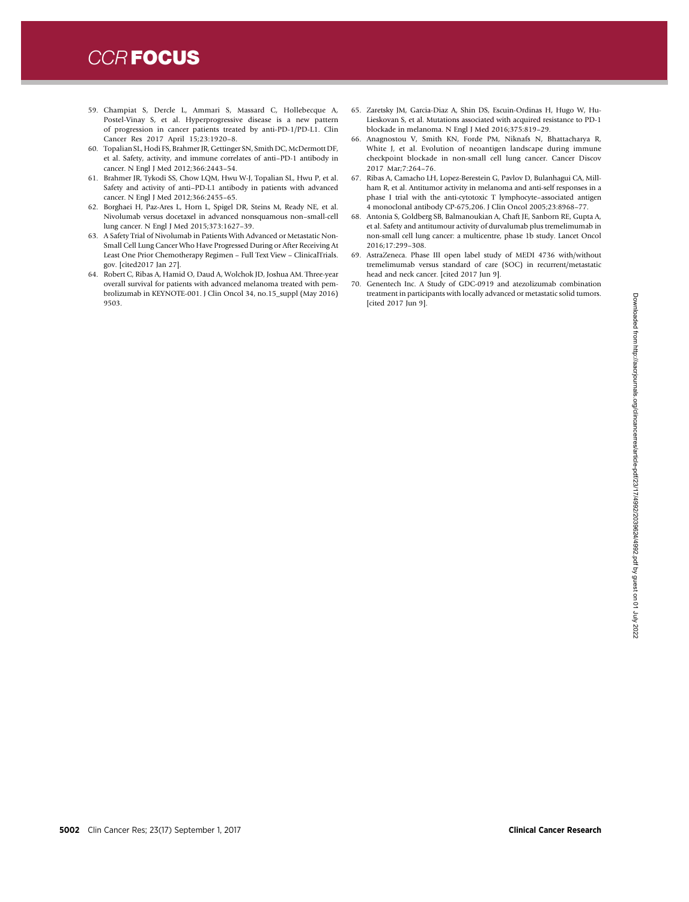59. Champiat S, Dercle L, Ammari S, Massard C, Hollebecque A, Postel-Vinay S, et al. Hyperprogressive disease is a new pattern of progression in cancer patients treated by anti-PD-1/PD-L1. Clin Cancer Res 2017 April 15;23:1920–8.
60. Topalian SL, Hodi FS, Brahmer JR, Gettinger SN, Smith DC, McDermott DF, et al. Safety, activity, and immune correlates of anti–PD-1 antibody in cancer. N Engl J Med 2012;366:2443–54.
61. Brahmer JR, Tykodi SS, Chow LQM, Hwu W-J, Topalian SL, Hwu P, et al. Safety and activity of anti–PD-L1 antibody in patients with advanced cancer. N Engl J Med 2012;366:2455–65.
62. Borghaei H, Paz-Ares L, Horn L, Spigel DR, Steins M, Ready NE, et al. Nivolumab versus docetaxel in advanced nonsquamous non–small-cell lung cancer. N Engl J Med 2015;373:1627–39.
63. A Safety Trial of Nivolumab in Patients With Advanced or Metastatic Non-Small Cell Lung Cancer Who Have Progressed During or After Receiving At Least One Prior Chemotherapy Regimen – Full Text View – ClinicalTrials.gov. [cited2017 Jan 27].
64. Robert C, Ribas A, Hamid O, Daud A, Wolchok JD, Joshua AM. Three-year overall survival for patients with advanced melanoma treated with pembrolizumab in KEYNOTE-001. J Clin Oncol 34, no.15_suppl (May 2016) 9503.
65. Zaretsky JM, Garcia-Diaz A, Shin DS, Escuin-Ordinas H, Hugo W, Hu-Lieskovan S, et al. Mutations associated with acquired resistance to PD-1 blockade in melanoma. N Engl J Med 2016;375:819–29.
66. Anagnostou V, Smith KN, Forde PM, Niknafs N, Bhattacharya R, White J, et al. Evolution of neoantigen landscape during immune checkpoint blockade in non-small cell lung cancer. Cancer Discov 2017 Mar;7:264–76.
67. Ribas A, Camacho LH, Lopez-Berestein G, Pavlov D, Bulanhagui CA, Millham R, et al. Antitumor activity in melanoma and anti-self responses in a phase I trial with the anti-cytotoxic T lymphocyte–associated antigen 4 monoclonal antibody CP-675,206. J Clin Oncol 2005;23:8968–77.
68. Antonia S, Goldberg SB, Balmanoukian A, Chaft JE, Sanborn RE, Gupta A, et al. Safety and antitumour activity of durvalumab plus tremelimumab in non-small cell lung cancer: a multicentre, phase 1b study. Lancet Oncol 2016;17:299–308.
69. AstraZeneca. Phase III open label study of MEDI 4736 with/without tremelimumab versus standard of care (SOC) in recurrent/metastatic head and neck cancer. [cited 2017 Jun 9].
70. Genentech Inc. A Study of GDC-0919 and atezolizumab combination treatment in participants with locally advanced or metastatic solid tumors. [cited 2017 Jun 9].